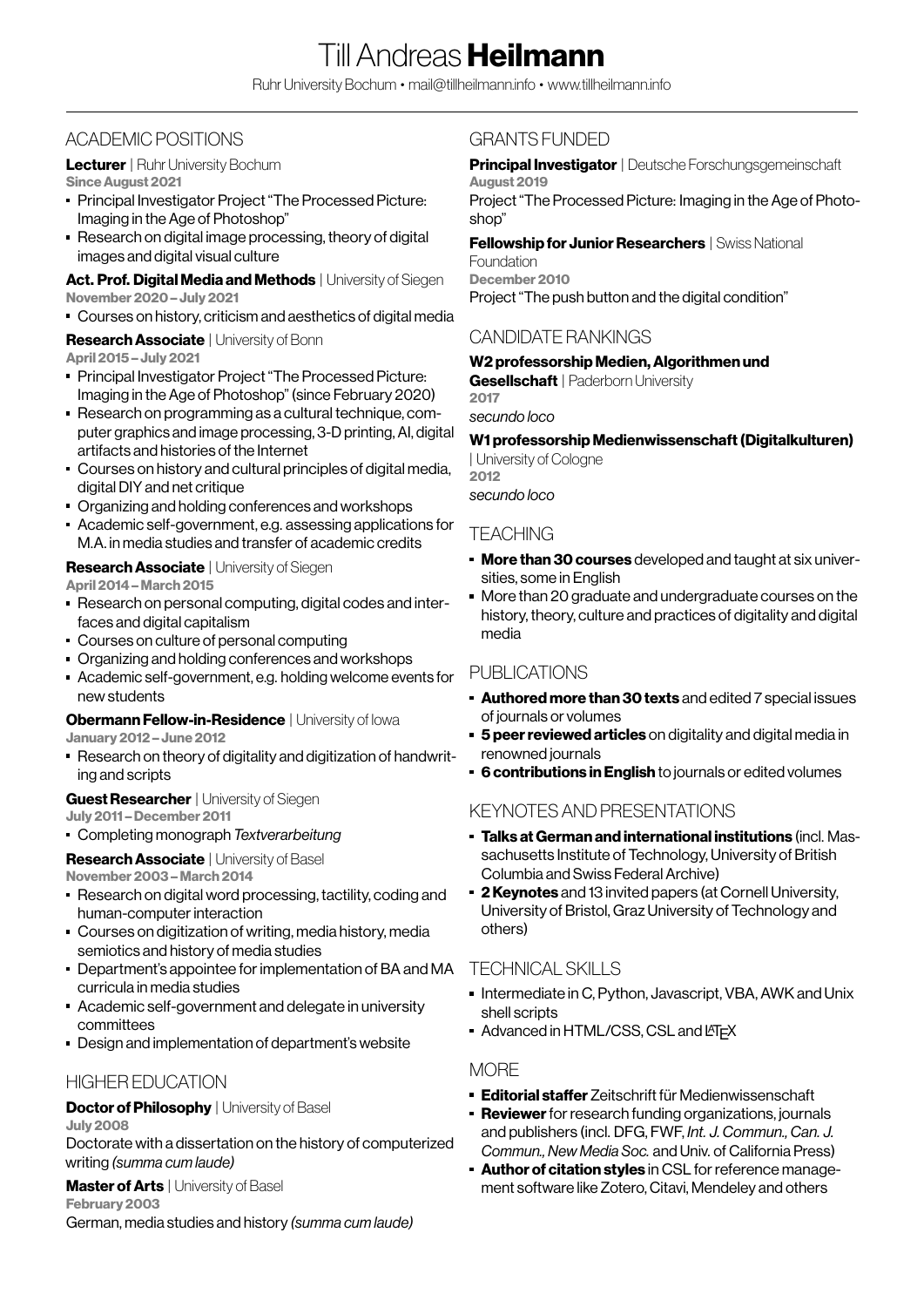# Till Andreas **Heilmann**

Ruhr University Bochum • mail@tillheilmann.info • www.tillheilmann.info

## ACADEMIC POSITIONS

**Lecturer** | Ruhr University Bochum
**Since August 2021**

- Principal Investigator Project "The Processed Picture: Imaging in the Age of Photoshop"
- Research on digital image processing, theory of digital images and digital visual culture

**Act. Prof. Digital Media and Methods** | University of Siegen
**November 2020 – July 2021**

- Courses on history, criticism and aesthetics of digital media

**Research Associate** | University of Bonn
**April 2015 – July 2021**

- Principal Investigator Project "The Processed Picture: Imaging in the Age of Photoshop" (since February 2020)
- Research on programming as a cultural technique, computer graphics and image processing, 3-D printing, AI, digital artifacts and histories of the Internet
- Courses on history and cultural principles of digital media, digital DIY and net critique
- Organizing and holding conferences and workshops
- Academic self-government, e.g. assessing applications for M.A. in media studies and transfer of academic credits

**Research Associate** | University of Siegen
**April 2014 – March 2015**

- Research on personal computing, digital codes and interfaces and digital capitalism
- Courses on culture of personal computing
- Organizing and holding conferences and workshops
- Academic self-government, e.g. holding welcome events for new students

**Obermann Fellow-in-Residence** | University of Iowa
**January 2012 – June 2012**

- Research on theory of digitality and digitization of handwriting and scripts

**Guest Researcher** | University of Siegen
**July 2011 – December 2011**

- Completing monograph *Textverarbeitung*

**Research Associate** | University of Basel
**November 2003 – March 2014**

- Research on digital word processing, tactility, coding and human-computer interaction
- Courses on digitization of writing, media history, media semiotics and history of media studies
- Department's appointee for implementation of BA and MA curricula in media studies
- Academic self-government and delegate in university committees
- Design and implementation of department's website

## HIGHER EDUCATION

**Doctor of Philosophy** | University of Basel
**July 2008**
Doctorate with a dissertation on the history of computerized writing *(summa cum laude)*

**Master of Arts** | University of Basel
**February 2003**
German, media studies and history *(summa cum laude)*

## GRANTS FUNDED

**Principal Investigator** | Deutsche Forschungsgemeinschaft
**August 2019**
Project "The Processed Picture: Imaging in the Age of Photoshop"

**Fellowship for Junior Researchers** | Swiss National Foundation
**December 2010**
Project "The push button and the digital condition"

## CANDIDATE RANKINGS

**W2 professorship Medien, Algorithmen und Gesellschaft** | Paderborn University
**2017**
*secundo loco*

**W1 professorship Medienwissenschaft (Digitalkulturen)** | University of Cologne
**2012**
*secundo loco*

## TEACHING

- **More than 30 courses** developed and taught at six universities, some in English
- More than 20 graduate and undergraduate courses on the history, theory, culture and practices of digitality and digital media

## PUBLICATIONS

- **Authored more than 30 texts** and edited 7 special issues of journals or volumes
- **5 peer reviewed articles** on digitality and digital media in renowned journals
- **6 contributions in English** to journals or edited volumes

## KEYNOTES AND PRESENTATIONS

- **Talks at German and international institutions** (incl. Massachusetts Institute of Technology, University of British Columbia and Swiss Federal Archive)
- **2 Keynotes** and 13 invited papers (at Cornell University, University of Bristol, Graz University of Technology and others)

## TECHNICAL SKILLS

- Intermediate in C, Python, Javascript, VBA, AWK and Unix shell scripts
- Advanced in HTML/CSS, CSL and LaTeX

## MORE

- **Editorial staffer** Zeitschrift für Medienwissenschaft
- **Reviewer** for research funding organizations, journals and publishers (incl. DFG, FWF, *Int. J. Commun., Can. J. Commun., New Media Soc.* and Univ. of California Press)
- **Author of citation styles** in CSL for reference management software like Zotero, Citavi, Mendeley and others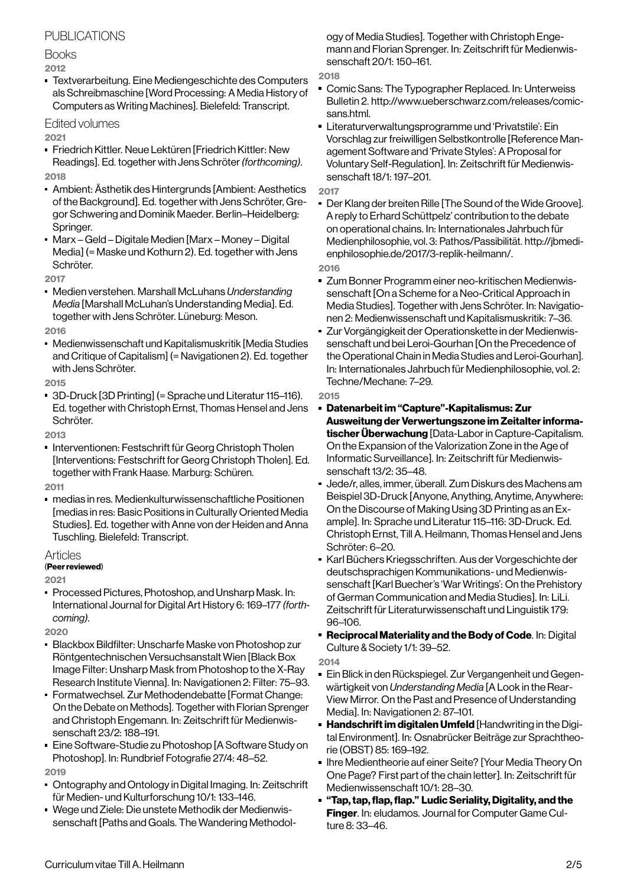## PUBLICATIONS

### Books

**2012**

- Textverarbeitung. Eine Mediengeschichte des Computers als Schreibmaschine [Word Processing: A Media History of Computers as Writing Machines]. Bielefeld: Transcript.

### Edited volumes

**2021**

- Friedrich Kittler. Neue Lektüren [Friedrich Kittler: New Readings]. Ed. together with Jens Schröter *(forthcoming)*.

**2018**

- Ambient: Ästhetik des Hintergrunds [Ambient: Aesthetics of the Background]. Ed. together with Jens Schröter, Gregor Schwering and Dominik Maeder. Berlin–Heidelberg: Springer.
- Marx – Geld – Digitale Medien [Marx – Money – Digital Media] (= Maske und Kothurn 2). Ed. together with Jens Schröter.

**2017**

- Medien verstehen. Marshall McLuhans *Understanding Media* [Marshall McLuhan's Understanding Media]. Ed. together with Jens Schröter. Lüneburg: Meson.

**2016**

- Medienwissenschaft und Kapitalismuskritik [Media Studies and Critique of Capitalism] (= Navigationen 2). Ed. together with Jens Schröter.

**2015**

- 3D-Druck [3D Printing] (= Sprache und Literatur 115–116). Ed. together with Christoph Ernst, Thomas Hensel and Jens Schröter.

**2013**

- Interventionen: Festschrift für Georg Christoph Tholen [Interventions: Festschrift for Georg Christoph Tholen]. Ed. together with Frank Haase. Marburg: Schüren.

**2011**

- medias in res. Medienkulturwissenschaftliche Positionen [medias in res: Basic Positions in Culturally Oriented Media Studies]. Ed. together with Anne von der Heiden and Anna Tuschling. Bielefeld: Transcript.

### Articles

(**Peer reviewed**)

**2021**

- Processed Pictures, Photoshop, and Unsharp Mask. In: International Journal for Digital Art History 6: 169–177 *(forthcoming)*.

**2020**

- Blackbox Bildfilter: Unscharfe Maske von Photoshop zur Röntgentechnischen Versuchsanstalt Wien [Black Box Image Filter: Unsharp Mask from Photoshop to the X-Ray Research Institute Vienna]. In: Navigationen 2: Filter: 75–93.
- Formatwechsel. Zur Methodendebatte [Format Change: On the Debate on Methods]. Together with Florian Sprenger and Christoph Engemann. In: Zeitschrift für Medienwissenschaft 23/2: 188–191.
- Eine Software-Studie zu Photoshop [A Software Study on Photoshop]. In: Rundbrief Fotografie 27/4: 48–52.

**2019**

- Ontography and Ontology in Digital Imaging. In: Zeitschrift für Medien- und Kulturforschung 10/1: 133–146.
- Wege und Ziele: Die unstete Methodik der Medienwissenschaft [Paths and Goals. The Wandering Methodology of Media Studies]. Together with Christoph Engemann and Florian Sprenger. In: Zeitschrift für Medienwissenschaft 20/1: 150–161.

**2018**

- Comic Sans: The Typographer Replaced. In: Unterweiss Bulletin 2. http://www.ueberschwarz.com/releases/comic-sans.html.
- Literaturverwaltungsprogramme und 'Privatstile': Ein Vorschlag zur freiwilligen Selbstkontrolle [Reference Management Software and 'Private Styles': A Proposal for Voluntary Self-Regulation]. In: Zeitschrift für Medienwissenschaft 18/1: 197–201.

**2017**

- Der Klang der breiten Rille [The Sound of the Wide Groove]. A reply to Erhard Schüttpelz' contribution to the debate on operational chains. In: Internationales Jahrbuch für Medienphilosophie, vol. 3: Pathos/Passibilität. http://jbmedienphilosophie.de/2017/3-replik-heilmann/.

**2016**

- Zum Bonner Programm einer neo-kritischen Medienwissenschaft [On a Scheme for a Neo-Critical Approach in Media Studies]. Together with Jens Schröter. In: Navigationen 2: Medienwissenschaft und Kapitalismuskritik: 7–36.
- Zur Vorgängigkeit der Operationskette in der Medienwissenschaft und bei Leroi-Gourhan [On the Precedence of the Operational Chain in Media Studies and Leroi-Gourhan]. In: Internationales Jahrbuch für Medienphilosophie, vol. 2: Techne/Mechane: 7–29.

**2015**

- **Datenarbeit im "Capture"-Kapitalismus: Zur Ausweitung der Verwertungszone im Zeitalter informatischer Überwachung** [Data-Labor in Capture-Capitalism. On the Expansion of the Valorization Zone in the Age of Informatic Surveillance]. In: Zeitschrift für Medienwissenschaft 13/2: 35–48.
- Jede/r, alles, immer, überall. Zum Diskurs des Machens am Beispiel 3D-Druck [Anyone, Anything, Anytime, Anywhere: On the Discourse of Making Using 3D Printing as an Example]. In: Sprache und Literatur 115–116: 3D-Druck. Ed. Christoph Ernst, Till A. Heilmann, Thomas Hensel and Jens Schröter: 6–20.
- Karl Büchers Kriegsschriften. Aus der Vorgeschichte der deutschsprachigen Kommunikations- und Medienwissenschaft [Karl Buecher's 'War Writings': On the Prehistory of German Communication and Media Studies]. In: LiLi. Zeitschrift für Literaturwissenschaft und Linguistik 179: 96–106.
- **Reciprocal Materiality and the Body of Code**. In: Digital Culture & Society 1/1: 39–52.

**2014**

- Ein Blick in den Rückspiegel. Zur Vergangenheit und Gegenwärtigkeit von *Understanding Media* [A Look in the Rear-View Mirror. On the Past and Presence of Understanding Media]. In: Navigationen 2: 87–101.
- **Handschrift im digitalen Umfeld** [Handwriting in the Digital Environment]. In: Osnabrücker Beiträge zur Sprachtheorie (OBST) 85: 169–192.
- Ihre Medientheorie auf einer Seite? [Your Media Theory On One Page? First part of the chain letter]. In: Zeitschrift für Medienwissenschaft 10/1: 28–30.
- **"Tap, tap, flap, flap." Ludic Seriality, Digitality, and the Finger**. In: eludamos. Journal for Computer Game Culture 8: 33–46.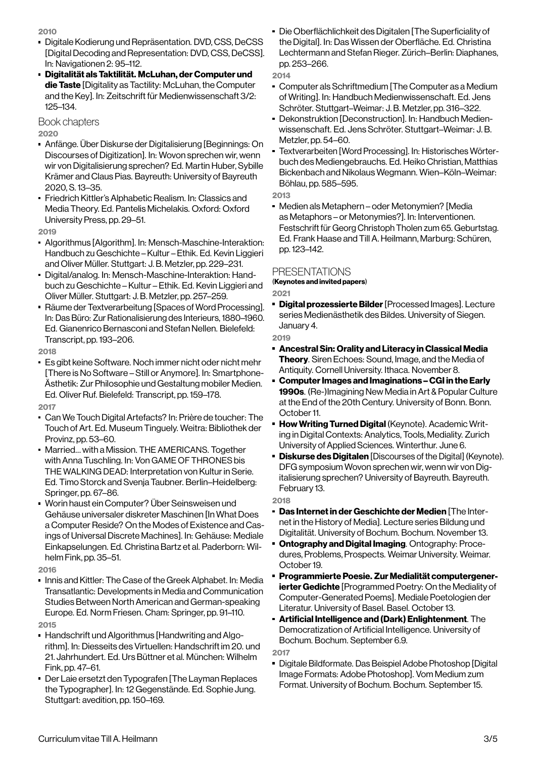**2010**

- Digitale Kodierung und Repräsentation. DVD, CSS, DeCSS [Digital Decoding and Representation: DVD, CSS, DeCSS]. In: Navigationen 2: 95–112.
- **Digitalität als Taktilität. McLuhan, der Computer und die Taste** [Digitality as Tactility: McLuhan, the Computer and the Key]. In: Zeitschrift für Medienwissenschaft 3/2: 125–134.

## Book chapters

**2020**

- Anfänge. Über Diskurse der Digitalisierung [Beginnings: On Discourses of Digitization]. In: Wovon sprechen wir, wenn wir von Digitalisierung sprechen? Ed. Martin Huber, Sybille Krämer and Claus Pias. Bayreuth: University of Bayreuth 2020, S. 13–35.
- Friedrich Kittler's Alphabetic Realism. In: Classics and Media Theory. Ed. Pantelis Michelakis. Oxford: Oxford University Press, pp. 29–51.

**2019**

- Algorithmus [Algorithm]. In: Mensch-Maschine-Interaktion: Handbuch zu Geschichte – Kultur – Ethik. Ed. Kevin Liggieri and Oliver Müller. Stuttgart: J. B. Metzler, pp. 229–231.
- Digital/analog. In: Mensch-Maschine-Interaktion: Handbuch zu Geschichte – Kultur – Ethik. Ed. Kevin Liggieri and Oliver Müller. Stuttgart: J. B. Metzler, pp. 257–259.
- Räume der Textverarbeitung [Spaces of Word Processing]. In: Das Büro: Zur Rationalisierung des Interieurs, 1880–1960. Ed. Gianenrico Bernasconi and Stefan Nellen. Bielefeld: Transcript, pp. 193–206.

**2018**

- Es gibt keine Software. Noch immer nicht oder nicht mehr [There is No Software – Still or Anymore]. In: Smartphone-Ästhetik: Zur Philosophie und Gestaltung mobiler Medien. Ed. Oliver Ruf. Bielefeld: Transcript, pp. 159–178.

**2017**

- Can We Touch Digital Artefacts? In: Prière de toucher: The Touch of Art. Ed. Museum Tinguely. Weitra: Bibliothek der Provinz, pp. 53–60.
- Married… with a Mission. THE AMERICANS. Together with Anna Tuschling. In: Von GAME OF THRONES bis THE WALKING DEAD: Interpretation von Kultur in Serie. Ed. Timo Storck and Svenja Taubner. Berlin–Heidelberg: Springer, pp. 67–86.
- Worin haust ein Computer? Über Seinsweisen und Gehäuse universaler diskreter Maschinen [In What Does a Computer Reside? On the Modes of Existence and Casings of Universal Discrete Machines]. In: Gehäuse: Mediale Einkapselungen. Ed. Christina Bartz et al. Paderborn: Wilhelm Fink, pp. 35–51.

**2016**

- Innis and Kittler: The Case of the Greek Alphabet. In: Media Transatlantic: Developments in Media and Communication Studies Between North American and German-speaking Europe. Ed. Norm Friesen. Cham: Springer, pp. 91–110.

**2015**

- Handschrift und Algorithmus [Handwriting and Algorithm]. In: Diesseits des Virtuellen: Handschrift im 20. und 21. Jahrhundert. Ed. Urs Büttner et al. München: Wilhelm Fink, pp. 47–61.
- Der Laie ersetzt den Typografen [The Layman Replaces the Typographer]. In: 12 Gegenstände. Ed. Sophie Jung. Stuttgart: avedition, pp. 150–169.
- Die Oberflächlichkeit des Digitalen [The Superficiality of the Digital]. In: Das Wissen der Oberfläche. Ed. Christina Lechtermann and Stefan Rieger. Zürich–Berlin: Diaphanes, pp. 253–266.

**2014**

- Computer als Schriftmedium [The Computer as a Medium of Writing]. In: Handbuch Medienwissenschaft. Ed. Jens Schröter. Stuttgart–Weimar: J. B. Metzler, pp. 316–322.
- Dekonstruktion [Deconstruction]. In: Handbuch Medienwissenschaft. Ed. Jens Schröter. Stuttgart–Weimar: J. B. Metzler, pp. 54–60.
- Textverarbeiten [Word Processing]. In: Historisches Wörterbuch des Mediengebrauchs. Ed. Heiko Christian, Matthias Bickenbach and Nikolaus Wegmann. Wien–Köln–Weimar: Böhlau, pp. 585–595.

**2013**

- Medien als Metaphern – oder Metonymien? [Media as Metaphors – or Metonymies?]. In: Interventionen. Festschrift für Georg Christoph Tholen zum 65. Geburtstag. Ed. Frank Haase and Till A. Heilmann, Marburg: Schüren, pp. 123–142.

# PRESENTATIONS

(**Keynotes and invited papers**)

**2021**

- **Digital prozessierte Bilder** [Processed Images]. Lecture series Medienästhetik des Bildes. University of Siegen. January 4.

**2019**

- **Ancestral Sin: Orality and Literacy in Classical Media Theory**. Siren Echoes: Sound, Image, and the Media of Antiquity. Cornell University. Ithaca. November 8.
- **Computer Images and Imaginations – CGI in the Early 1990s**. (Re-)Imagining New Media in Art & Popular Culture at the End of the 20th Century. University of Bonn. Bonn. October 11.
- **How Writing Turned Digital** (Keynote). Academic Writing in Digital Contexts: Analytics, Tools, Mediality. Zurich University of Applied Sciences. Winterthur. June 6.
- **Diskurse des Digitalen** [Discourses of the Digital] (Keynote). DFG symposium Wovon sprechen wir, wenn wir von Digitalisierung sprechen? University of Bayreuth. Bayreuth. February 13.

**2018**

- **Das Internet in der Geschichte der Medien** [The Internet in the History of Media]. Lecture series Bildung und Digitalität. University of Bochum. Bochum. November 13.
- **Ontography and Digital Imaging**. Ontography: Procedures, Problems, Prospects. Weimar University. Weimar. October 19.
- **Programmierte Poesie. Zur Medialität computergenerierter Gedichte** [Programmed Poetry: On the Mediality of Computer-Generated Poems]. Mediale Poetologien der Literatur. University of Basel. Basel. October 13.
- **Artificial Intelligence and (Dark) Enlightenment**. The Democratization of Artificial Intelligence. University of Bochum. Bochum. September 6.9.

**2017**

- Digitale Bildformate. Das Beispiel Adobe Photoshop [Digital Image Formats: Adobe Photoshop]. Vom Medium zum Format. University of Bochum. Bochum. September 15.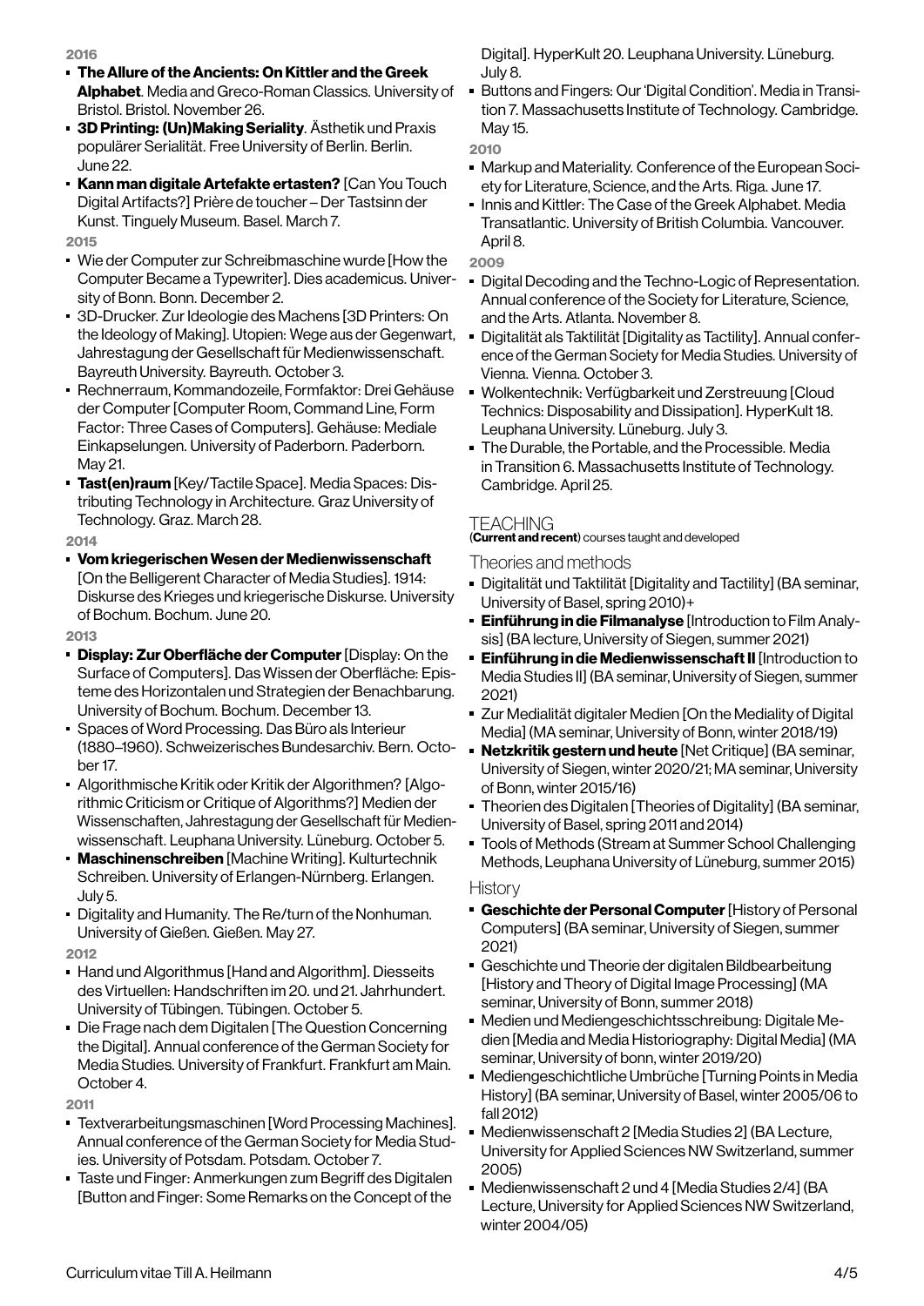**2016**

- **The Allure of the Ancients: On Kittler and the Greek Alphabet**. Media and Greco-Roman Classics. University of Bristol. Bristol. November 26.
- **3D Printing: (Un)Making Seriality**. Ästhetik und Praxis populärer Serialität. Free University of Berlin. Berlin. June 22.
- **Kann man digitale Artefakte ertasten?** [Can You Touch Digital Artifacts?] Prière de toucher – Der Tastsinn der Kunst. Tinguely Museum. Basel. March 7.

**2015**

- Wie der Computer zur Schreibmaschine wurde [How the Computer Became a Typewriter]. Dies academicus. University of Bonn. Bonn. December 2.
- 3D-Drucker. Zur Ideologie des Machens [3D Printers: On the Ideology of Making]. Utopien: Wege aus der Gegenwart, Jahrestagung der Gesellschaft für Medienwissenschaft. Bayreuth University. Bayreuth. October 3.
- Rechnerraum, Kommandozeile, Formfaktor: Drei Gehäuse der Computer [Computer Room, Command Line, Form Factor: Three Cases of Computers]. Gehäuse: Mediale Einkapselungen. University of Paderborn. Paderborn. May 21.
- **Tast(en)raum** [Key/Tactile Space]. Media Spaces: Distributing Technology in Architecture. Graz University of Technology. Graz. March 28.

**2014**

- **Vom kriegerischen Wesen der Medienwissenschaft** [On the Belligerent Character of Media Studies]. 1914: Diskurse des Krieges und kriegerische Diskurse. University of Bochum. Bochum. June 20.

**2013**

- **Display: Zur Oberfläche der Computer** [Display: On the Surface of Computers]. Das Wissen der Oberfläche: Episteme des Horizontalen und Strategien der Benachbarung. University of Bochum. Bochum. December 13.
- Spaces of Word Processing. Das Büro als Interieur (1880–1960). Schweizerisches Bundesarchiv. Bern. October 17.
- Algorithmische Kritik oder Kritik der Algorithmen? [Algorithmic Criticism or Critique of Algorithms?] Medien der Wissenschaften, Jahrestagung der Gesellschaft für Medienwissenschaft. Leuphana University. Lüneburg. October 5.
- **Maschinenschreiben** [Machine Writing]. Kulturtechnik Schreiben. University of Erlangen-Nürnberg. Erlangen. July 5.
- Digitality and Humanity. The Re/turn of the Nonhuman. University of Gießen. Gießen. May 27.

**2012**

- Hand und Algorithmus [Hand and Algorithm]. Diesseits des Virtuellen: Handschriften im 20. und 21. Jahrhundert. University of Tübingen. Tübingen. October 5.
- Die Frage nach dem Digitalen [The Question Concerning the Digital]. Annual conference of the German Society for Media Studies. University of Frankfurt. Frankfurt am Main. October 4.

**2011**

- Textverarbeitungsmaschinen [Word Processing Machines]. Annual conference of the German Society for Media Studies. University of Potsdam. Potsdam. October 7.
- Taste und Finger: Anmerkungen zum Begriff des Digitalen [Button and Finger: Some Remarks on the Concept of the Digital]. HyperKult 20. Leuphana University. Lüneburg. July 8.
- Buttons and Fingers: Our 'Digital Condition'. Media in Transition 7. Massachusetts Institute of Technology. Cambridge. May 15.

**2010**

- Markup and Materiality. Conference of the European Society for Literature, Science, and the Arts. Riga. June 17.
- Innis and Kittler: The Case of the Greek Alphabet. Media Transatlantic. University of British Columbia. Vancouver. April 8.

**2009**

- Digital Decoding and the Techno-Logic of Representation. Annual conference of the Society for Literature, Science, and the Arts. Atlanta. November 8.
- Digitalität als Taktilität [Digitality as Tactility]. Annual conference of the German Society for Media Studies. University of Vienna. Vienna. October 3.
- Wolkentechnik: Verfügbarkeit und Zerstreuung [Cloud Technics: Disposability and Dissipation]. HyperKult 18. Leuphana University. Lüneburg. July 3.
- The Durable, the Portable, and the Processible. Media in Transition 6. Massachusetts Institute of Technology. Cambridge. April 25.

## TEACHING

(**Current and recent**) courses taught and developed

### Theories and methods

- Digitalität und Taktilität [Digitality and Tactility] (BA seminar, University of Basel, spring 2010)+
- **Einführung in die Filmanalyse** [Introduction to Film Analysis] (BA lecture, University of Siegen, summer 2021)
- **Einführung in die Medienwissenschaft II** [Introduction to Media Studies II] (BA seminar, University of Siegen, summer 2021)
- Zur Medialität digitaler Medien [On the Mediality of Digital Media] (MA seminar, University of Bonn, winter 2018/19)
- **Netzkritik gestern und heute** [Net Critique] (BA seminar, University of Siegen, winter 2020/21; MA seminar, University of Bonn, winter 2015/16)
- Theorien des Digitalen [Theories of Digitality] (BA seminar, University of Basel, spring 2011 and 2014)
- Tools of Methods (Stream at Summer School Challenging Methods, Leuphana University of Lüneburg, summer 2015)

### History

- **Geschichte der Personal Computer** [History of Personal Computers] (BA seminar, University of Siegen, summer 2021)
- Geschichte und Theorie der digitalen Bildbearbeitung [History and Theory of Digital Image Processing] (MA seminar, University of Bonn, summer 2018)
- Medien und Mediengeschichtsschreibung: Digitale Medien [Media and Media Historiography: Digital Media] (MA seminar, University of bonn, winter 2019/20)
- Mediengeschichtliche Umbrüche [Turning Points in Media History] (BA seminar, University of Basel, winter 2005/06 to fall 2012)
- Medienwissenschaft 2 [Media Studies 2] (BA Lecture, University for Applied Sciences NW Switzerland, summer 2005)
- Medienwissenschaft 2 und 4 [Media Studies 2/4] (BA Lecture, University for Applied Sciences NW Switzerland, winter 2004/05)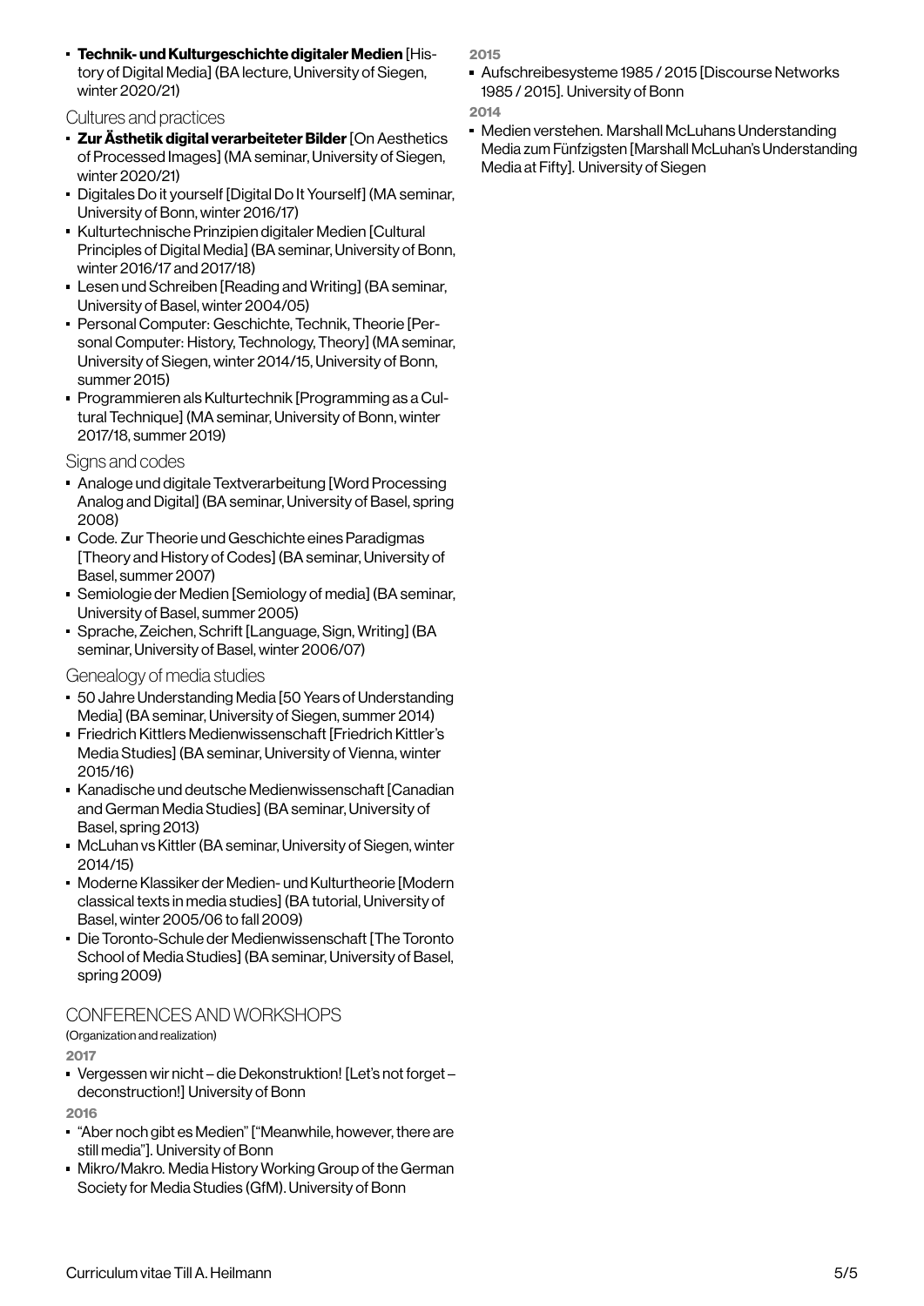- **Technik- und Kulturgeschichte digitaler Medien** [History of Digital Media] (BA lecture, University of Siegen, winter 2020/21)

### Cultures and practices

- **Zur Ästhetik digital verarbeiteter Bilder** [On Aesthetics of Processed Images] (MA seminar, University of Siegen, winter 2020/21)
- Digitales Do it yourself [Digital Do It Yourself] (MA seminar, University of Bonn, winter 2016/17)
- Kulturtechnische Prinzipien digitaler Medien [Cultural Principles of Digital Media] (BA seminar, University of Bonn, winter 2016/17 and 2017/18)
- Lesen und Schreiben [Reading and Writing] (BA seminar, University of Basel, winter 2004/05)
- Personal Computer: Geschichte, Technik, Theorie [Personal Computer: History, Technology, Theory] (MA seminar, University of Siegen, winter 2014/15, University of Bonn, summer 2015)
- Programmieren als Kulturtechnik [Programming as a Cultural Technique] (MA seminar, University of Bonn, winter 2017/18, summer 2019)

### Signs and codes

- Analoge und digitale Textverarbeitung [Word Processing Analog and Digital] (BA seminar, University of Basel, spring 2008)
- Code. Zur Theorie und Geschichte eines Paradigmas [Theory and History of Codes] (BA seminar, University of Basel, summer 2007)
- Semiologie der Medien [Semiology of media] (BA seminar, University of Basel, summer 2005)
- Sprache, Zeichen, Schrift [Language, Sign, Writing] (BA seminar, University of Basel, winter 2006/07)

### Genealogy of media studies

- 50 Jahre Understanding Media [50 Years of Understanding Media] (BA seminar, University of Siegen, summer 2014)
- Friedrich Kittlers Medienwissenschaft [Friedrich Kittler's Media Studies] (BA seminar, University of Vienna, winter 2015/16)
- Kanadische und deutsche Medienwissenschaft [Canadian and German Media Studies] (BA seminar, University of Basel, spring 2013)
- McLuhan vs Kittler (BA seminar, University of Siegen, winter 2014/15)
- Moderne Klassiker der Medien- und Kulturtheorie [Modern classical texts in media studies] (BA tutorial, University of Basel, winter 2005/06 to fall 2009)
- Die Toronto-Schule der Medienwissenschaft [The Toronto School of Media Studies] (BA seminar, University of Basel, spring 2009)

## CONFERENCES AND WORKSHOPS

(Organization and realization)

**2017**

- Vergessen wir nicht – die Dekonstruktion! [Let's not forget – deconstruction!] University of Bonn

**2016**

- "Aber noch gibt es Medien" ["Meanwhile, however, there are still media"]. University of Bonn
- Mikro/Makro. Media History Working Group of the German Society for Media Studies (GfM). University of Bonn

**2015**

- Aufschreibesysteme 1985 / 2015 [Discourse Networks 1985 / 2015]. University of Bonn

**2014**

- Medien verstehen. Marshall McLuhans Understanding Media zum Fünfzigsten [Marshall McLuhan's Understanding Media at Fifty]. University of Siegen